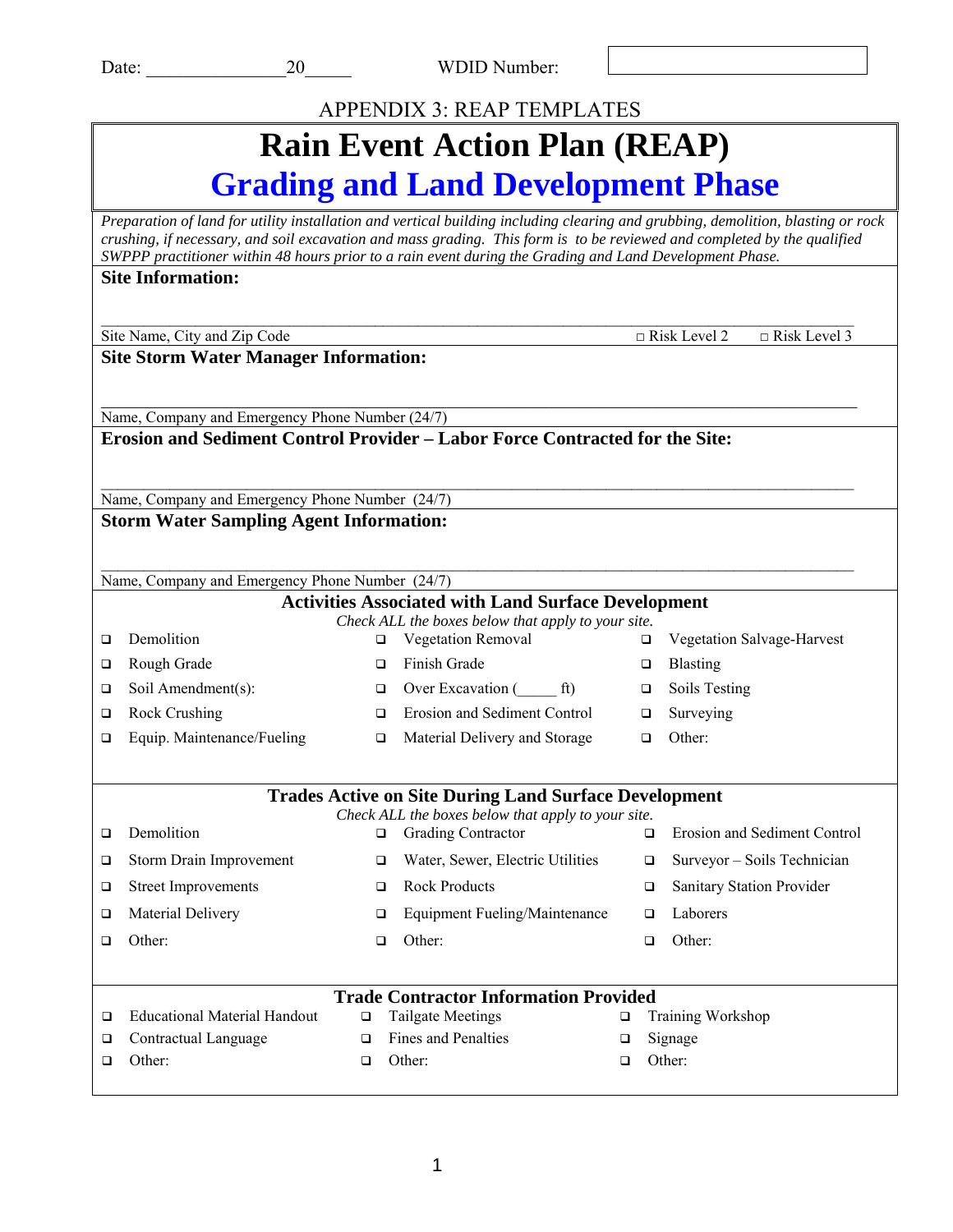Date: _______________20_____ WDID Number: [ ]

APPENDIX 3: REAP TEMPLATES

# Rain Event Action Plan (REAP)

## Grading and Land Development Phase

*Preparation of land for utility installation and vertical building including clearing and grubbing, demolition, blasting or rock crushing, if necessary, and soil excavation and mass grading. This form is to be reviewed and completed by the qualified SWPPP practitioner within 48 hours prior to a rain event during the Grading and Land Development Phase.*

**Site Information:**

_______________________________________________________________________________

Site Name, City and Zip Code □ Risk Level 2 □ Risk Level 3

**Site Storm Water Manager Information:**

_______________________________________________________________________________

Name, Company and Emergency Phone Number (24/7)

**Erosion and Sediment Control Provider – Labor Force Contracted for the Site:**

_______________________________________________________________________________

Name, Company and Emergency Phone Number (24/7)

**Storm Water Sampling Agent Information:**

_______________________________________________________________________________

Name, Company and Emergency Phone Number (24/7)

### Activities Associated with Land Surface Development

*Check ALL the boxes below that apply to your site.*

| | | |
|---|---|---|
| ❑ Demolition | ❑ Vegetation Removal | ❑ Vegetation Salvage-Harvest |
| ❑ Rough Grade | ❑ Finish Grade | ❑ Blasting |
| ❑ Soil Amendment(s): | ❑ Over Excavation (_____ ft) | ❑ Soils Testing |
| ❑ Rock Crushing | ❑ Erosion and Sediment Control | ❑ Surveying |
| ❑ Equip. Maintenance/Fueling | ❑ Material Delivery and Storage | ❑ Other: |

### Trades Active on Site During Land Surface Development

*Check ALL the boxes below that apply to your site.*

| | | |
|---|---|---|
| ❑ Demolition | ❑ Grading Contractor | ❑ Erosion and Sediment Control |
| ❑ Storm Drain Improvement | ❑ Water, Sewer, Electric Utilities | ❑ Surveyor – Soils Technician |
| ❑ Street Improvements | ❑ Rock Products | ❑ Sanitary Station Provider |
| ❑ Material Delivery | ❑ Equipment Fueling/Maintenance | ❑ Laborers |
| ❑ Other: | ❑ Other: | ❑ Other: |

### Trade Contractor Information Provided

| | | |
|---|---|---|
| ❑ Educational Material Handout | ❑ Tailgate Meetings | ❑ Training Workshop |
| ❑ Contractual Language | ❑ Fines and Penalties | ❑ Signage |
| ❑ Other: | ❑ Other: | ❑ Other: |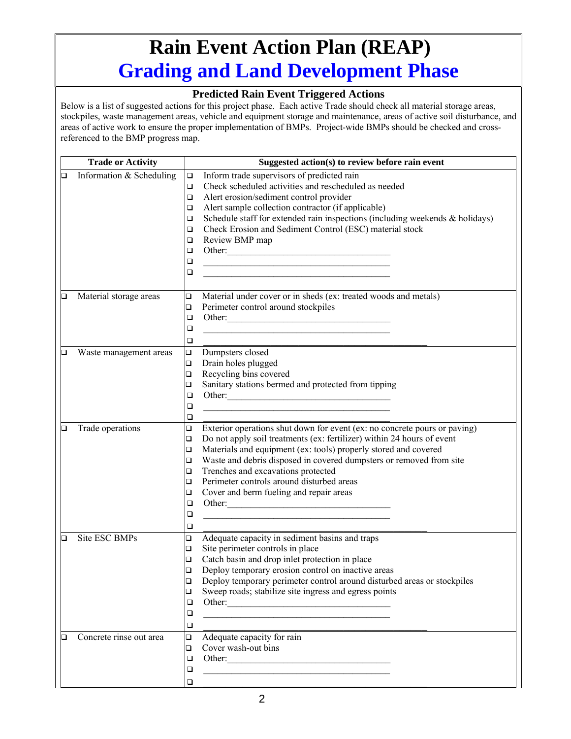# Rain Event Action Plan (REAP)

## Grading and Land Development Phase

### Predicted Rain Event Triggered Actions

Below is a list of suggested actions for this project phase. Each active Trade should check all material storage areas, stockpiles, waste management areas, vehicle and equipment storage and maintenance, areas of active soil disturbance, and areas of active work to ensure the proper implementation of BMPs. Project-wide BMPs should be checked and cross-referenced to the BMP progress map.

| Trade or Activity | Suggested action(s) to review before rain event |
|---|---|
| ❑ Information & Scheduling | ❑ Inform trade supervisors of predicted rain<br>❑ Check scheduled activities and rescheduled as needed<br>❑ Alert erosion/sediment control provider<br>❑ Alert sample collection contractor (if applicable)<br>❑ Schedule staff for extended rain inspections (including weekends & holidays)<br>❑ Check Erosion and Sediment Control (ESC) material stock<br>❑ Review BMP map<br>❑ Other:________________________<br>❑ ________________________<br>❑ ________________________ |
| ❑ Material storage areas | ❑ Material under cover or in sheds (ex: treated woods and metals)<br>❑ Perimeter control around stockpiles<br>❑ Other:________________________<br>❑ ________________________<br>❑ ________________________ |
| ❑ Waste management areas | ❑ Dumpsters closed<br>❑ Drain holes plugged<br>❑ Recycling bins covered<br>❑ Sanitary stations bermed and protected from tipping<br>❑ Other:________________________<br>❑ ________________________<br>❑ ________________________ |
| ❑ Trade operations | ❑ Exterior operations shut down for event (ex: no concrete pours or paving)<br>❑ Do not apply soil treatments (ex: fertilizer) within 24 hours of event<br>❑ Materials and equipment (ex: tools) properly stored and covered<br>❑ Waste and debris disposed in covered dumpsters or removed from site<br>❑ Trenches and excavations protected<br>❑ Perimeter controls around disturbed areas<br>❑ Cover and berm fueling and repair areas<br>❑ Other:________________________<br>❑ ________________________<br>❑ ________________________ |
| ❑ Site ESC BMPs | ❑ Adequate capacity in sediment basins and traps<br>❑ Site perimeter controls in place<br>❑ Catch basin and drop inlet protection in place<br>❑ Deploy temporary erosion control on inactive areas<br>❑ Deploy temporary perimeter control around disturbed areas or stockpiles<br>❑ Sweep roads; stabilize site ingress and egress points<br>❑ Other:________________________<br>❑ ________________________<br>❑ ________________________ |
| ❑ Concrete rinse out area | ❑ Adequate capacity for rain<br>❑ Cover wash-out bins<br>❑ Other:________________________<br>❑ ________________________<br>❑ ________________________ |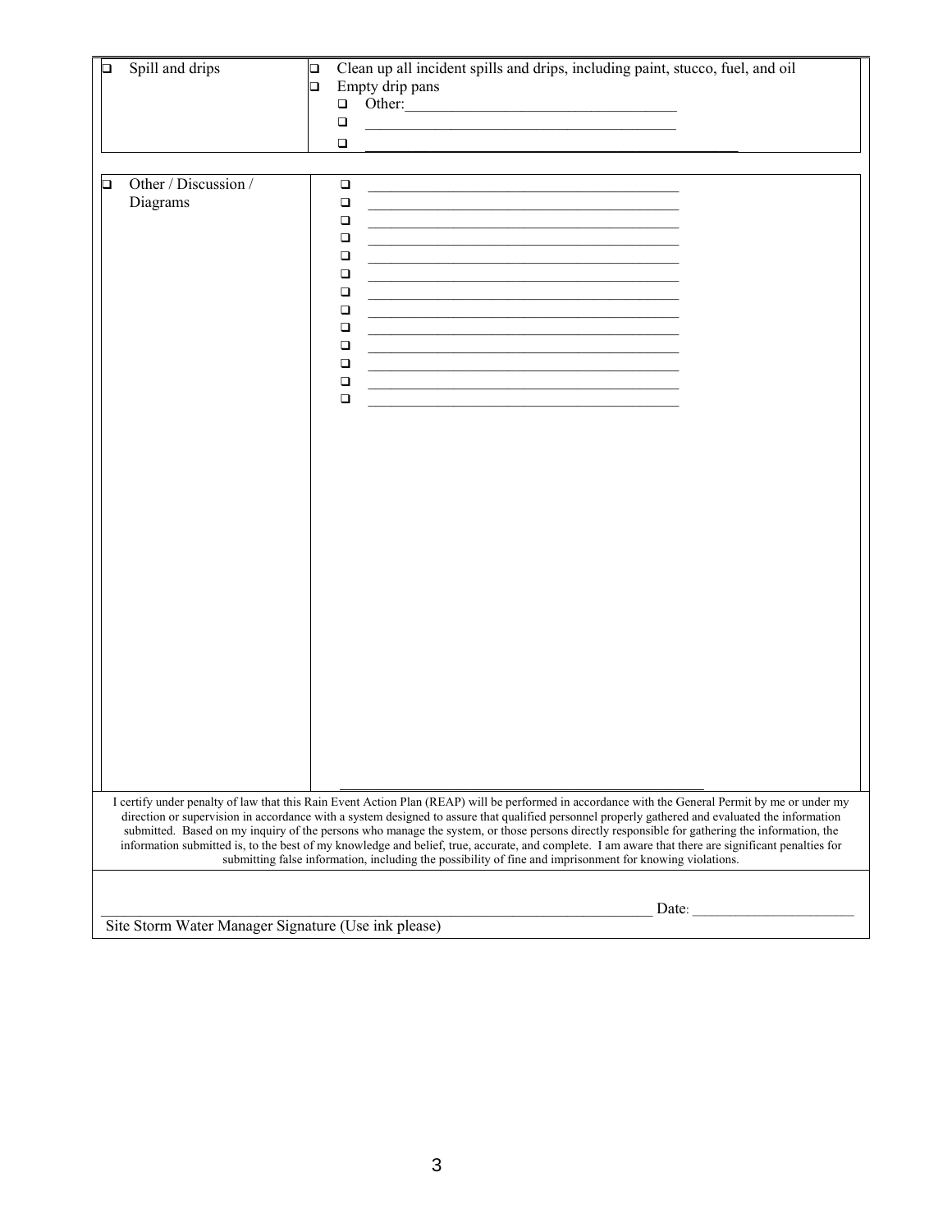| | |
|---|---|
| ❑ Spill and drips | ❑ Clean up all incident spills and drips, including paint, stucco, fuel, and oil<br>❑ Empty drip pans<br>❑ Other:___________________________________<br>❑ ___________________________________________<br>❑ ___________________________________________ |
| ❑ Other / Discussion / Diagrams | ❑ ___________________________________________<br>❑ ___________________________________________<br>❑ ___________________________________________<br>❑ ___________________________________________<br>❑ ___________________________________________<br>❑ ___________________________________________<br>❑ ___________________________________________<br>❑ ___________________________________________<br>❑ ___________________________________________<br>❑ ___________________________________________<br>❑ ___________________________________________<br>❑ ___________________________________________<br>❑ ___________________________________________ |

I certify under penalty of law that this Rain Event Action Plan (REAP) will be performed in accordance with the General Permit by me or under my direction or supervision in accordance with a system designed to assure that qualified personnel properly gathered and evaluated the information submitted. Based on my inquiry of the persons who manage the system, or those persons directly responsible for gathering the information, the information submitted is, to the best of my knowledge and belief, true, accurate, and complete. I am aware that there are significant penalties for submitting false information, including the possibility of fine and imprisonment for knowing violations.

_______________________________________________________________________ Date: _____________________

Site Storm Water Manager Signature (Use ink please)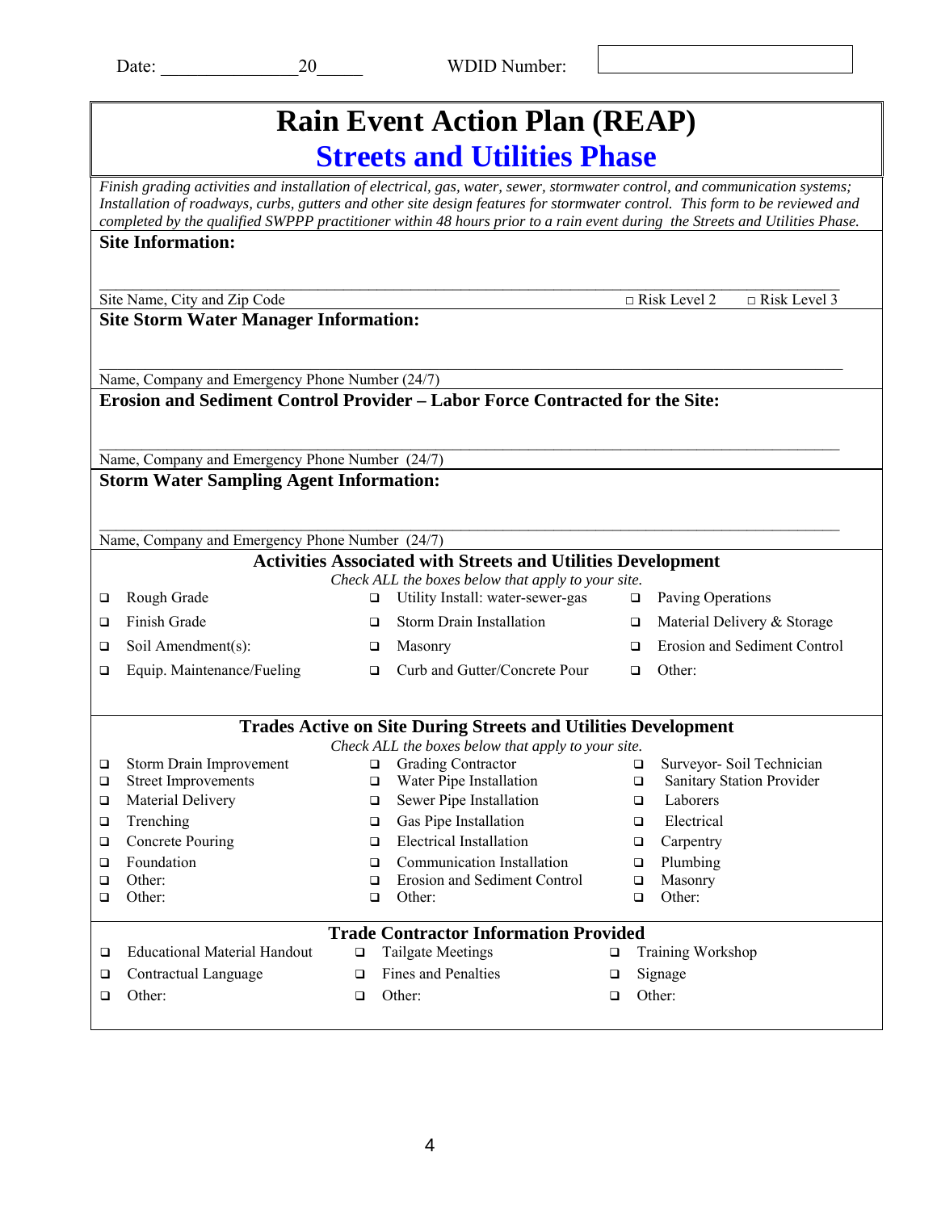Date: _______________20_____ WDID Number: ____________

# Rain Event Action Plan (REAP)
## Streets and Utilities Phase

*Finish grading activities and installation of electrical, gas, water, sewer, stormwater control, and communication systems; Installation of roadways, curbs, gutters and other site design features for stormwater control. This form to be reviewed and completed by the qualified SWPPP practitioner within 48 hours prior to a rain event during the Streets and Utilities Phase.*

**Site Information:**

_______________________________________________________________

Site Name, City and Zip Code □ Risk Level 2 □ Risk Level 3

**Site Storm Water Manager Information:**

_______________________________________________________________

Name, Company and Emergency Phone Number (24/7)

**Erosion and Sediment Control Provider – Labor Force Contracted for the Site:**

_______________________________________________________________

Name, Company and Emergency Phone Number (24/7)

**Storm Water Sampling Agent Information:**

_______________________________________________________________

Name, Company and Emergency Phone Number (24/7)

### Activities Associated with Streets and Utilities Development

*Check ALL the boxes below that apply to your site.*

| | | |
|---|---|---|
| ❑ Rough Grade | ❑ Utility Install: water-sewer-gas | ❑ Paving Operations |
| ❑ Finish Grade | ❑ Storm Drain Installation | ❑ Material Delivery & Storage |
| ❑ Soil Amendment(s): | ❑ Masonry | ❑ Erosion and Sediment Control |
| ❑ Equip. Maintenance/Fueling | ❑ Curb and Gutter/Concrete Pour | ❑ Other: |

### Trades Active on Site During Streets and Utilities Development

*Check ALL the boxes below that apply to your site.*

| | | |
|---|---|---|
| ❑ Storm Drain Improvement | ❑ Grading Contractor | ❑ Surveyor- Soil Technician |
| ❑ Street Improvements | ❑ Water Pipe Installation | ❑ Sanitary Station Provider |
| ❑ Material Delivery | ❑ Sewer Pipe Installation | ❑ Laborers |
| ❑ Trenching | ❑ Gas Pipe Installation | ❑ Electrical |
| ❑ Concrete Pouring | ❑ Electrical Installation | ❑ Carpentry |
| ❑ Foundation | ❑ Communication Installation | ❑ Plumbing |
| ❑ Other: | ❑ Erosion and Sediment Control | ❑ Masonry |
| ❑ Other: | ❑ Other: | ❑ Other: |

### Trade Contractor Information Provided

| | | |
|---|---|---|
| ❑ Educational Material Handout | ❑ Tailgate Meetings | ❑ Training Workshop |
| ❑ Contractual Language | ❑ Fines and Penalties | ❑ Signage |
| ❑ Other: | ❑ Other: | ❑ Other: |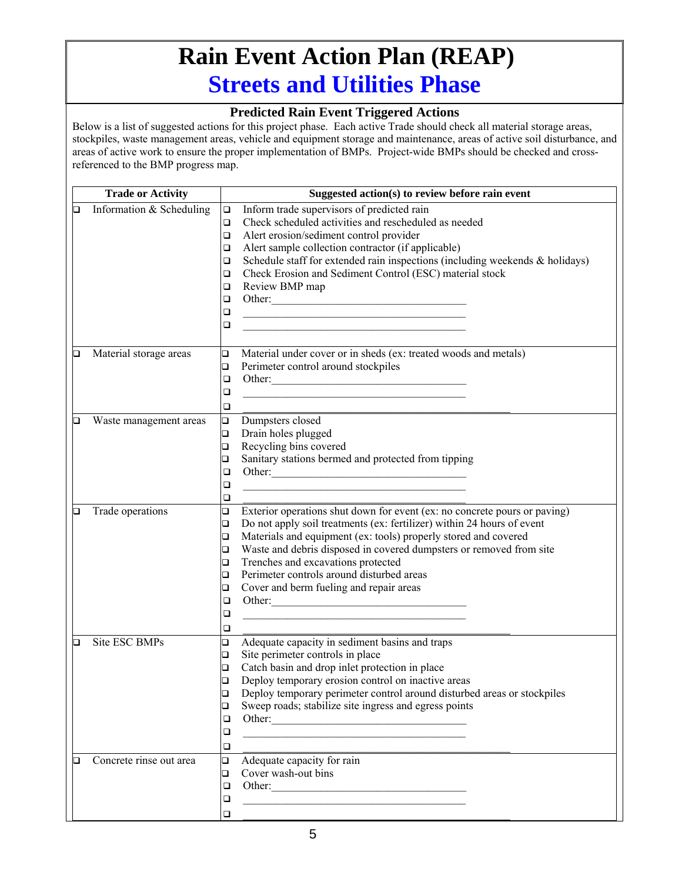# Rain Event Action Plan (REAP)

## Streets and Utilities Phase

### Predicted Rain Event Triggered Actions

Below is a list of suggested actions for this project phase. Each active Trade should check all material storage areas, stockpiles, waste management areas, vehicle and equipment storage and maintenance, areas of active soil disturbance, and areas of active work to ensure the proper implementation of BMPs. Project-wide BMPs should be checked and cross-referenced to the BMP progress map.

| Trade or Activity | Suggested action(s) to review before rain event |
|---|---|
| ❑ Information & Scheduling | ❑ Inform trade supervisors of predicted rain<br>❑ Check scheduled activities and rescheduled as needed<br>❑ Alert erosion/sediment control provider<br>❑ Alert sample collection contractor (if applicable)<br>❑ Schedule staff for extended rain inspections (including weekends & holidays)<br>❑ Check Erosion and Sediment Control (ESC) material stock<br>❑ Review BMP map<br>❑ Other:______________________<br>❑ ______________________<br>❑ ______________________ |
| ❑ Material storage areas | ❑ Material under cover or in sheds (ex: treated woods and metals)<br>❑ Perimeter control around stockpiles<br>❑ Other:______________________<br>❑ ______________________<br>❑ ______________________ |
| ❑ Waste management areas | ❑ Dumpsters closed<br>❑ Drain holes plugged<br>❑ Recycling bins covered<br>❑ Sanitary stations bermed and protected from tipping<br>❑ Other:______________________<br>❑ ______________________<br>❑ ______________________ |
| ❑ Trade operations | ❑ Exterior operations shut down for event (ex: no concrete pours or paving)<br>❑ Do not apply soil treatments (ex: fertilizer) within 24 hours of event<br>❑ Materials and equipment (ex: tools) properly stored and covered<br>❑ Waste and debris disposed in covered dumpsters or removed from site<br>❑ Trenches and excavations protected<br>❑ Perimeter controls around disturbed areas<br>❑ Cover and berm fueling and repair areas<br>❑ Other:______________________<br>❑ ______________________<br>❑ ______________________ |
| ❑ Site ESC BMPs | ❑ Adequate capacity in sediment basins and traps<br>❑ Site perimeter controls in place<br>❑ Catch basin and drop inlet protection in place<br>❑ Deploy temporary erosion control on inactive areas<br>❑ Deploy temporary perimeter control around disturbed areas or stockpiles<br>❑ Sweep roads; stabilize site ingress and egress points<br>❑ Other:______________________<br>❑ ______________________<br>❑ ______________________ |
| ❑ Concrete rinse out area | ❑ Adequate capacity for rain<br>❑ Cover wash-out bins<br>❑ Other:______________________<br>❑ ______________________<br>❑ ______________________ |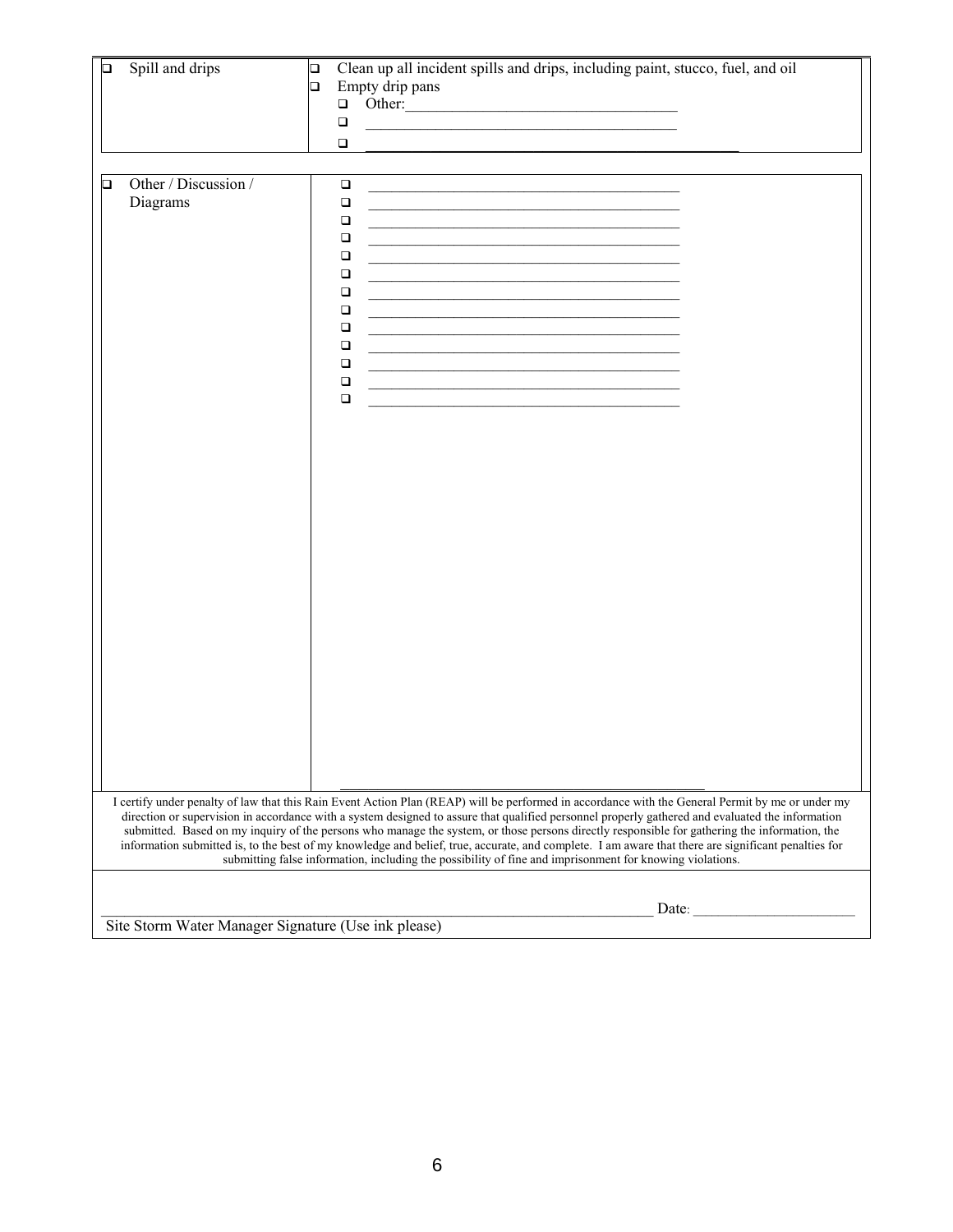| | |
|---|---|
| ☐ Spill and drips | ☐ Clean up all incident spills and drips, including paint, stucco, fuel, and oil<br>☐ Empty drip pans<br>☐ Other:___________________________________<br>☐ ___________________________________________<br>☐ ___________________________________________ |

| | |
|---|---|
| ☐ Other / Discussion / Diagrams | ☐ ___________________________________________<br>☐ ___________________________________________<br>☐ ___________________________________________<br>☐ ___________________________________________<br>☐ ___________________________________________<br>☐ ___________________________________________<br>☐ ___________________________________________<br>☐ ___________________________________________<br>☐ ___________________________________________<br>☐ ___________________________________________<br>☐ ___________________________________________<br>☐ ___________________________________________<br>☐ ___________________________________________ |

I certify under penalty of law that this Rain Event Action Plan (REAP) will be performed in accordance with the General Permit by me or under my direction or supervision in accordance with a system designed to assure that qualified personnel properly gathered and evaluated the information submitted. Based on my inquiry of the persons who manage the system, or those persons directly responsible for gathering the information, the information submitted is, to the best of my knowledge and belief, true, accurate, and complete. I am aware that there are significant penalties for submitting false information, including the possibility of fine and imprisonment for knowing violations.

_____________________________________________________________________ Date: ____________________

Site Storm Water Manager Signature (Use ink please)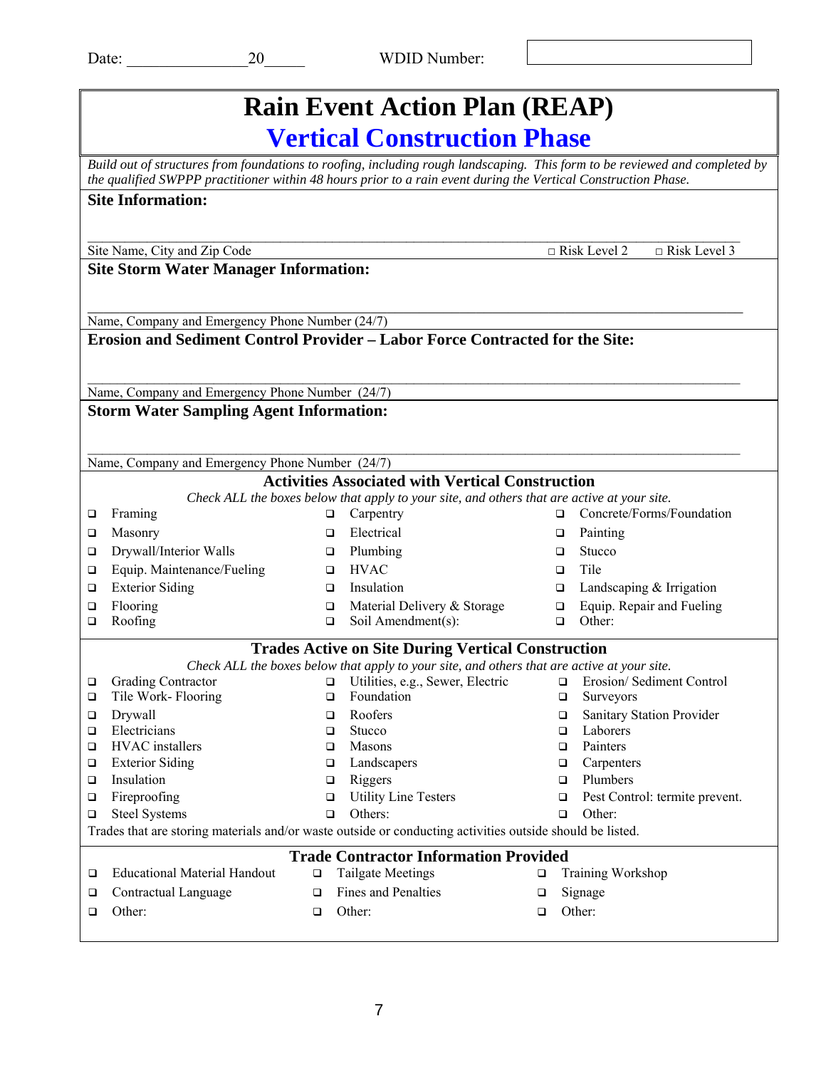Date: _______________20_____ WDID Number: [ ]

# Rain Event Action Plan (REAP)
## Vertical Construction Phase

*Build out of structures from foundations to roofing, including rough landscaping. This form to be reviewed and completed by the qualified SWPPP practitioner within 48 hours prior to a rain event during the Vertical Construction Phase.*

**Site Information:**

_______________________________________________________________________________

Site Name, City and Zip Code □ Risk Level 2 □ Risk Level 3

**Site Storm Water Manager Information:**

_______________________________________________________________________________

Name, Company and Emergency Phone Number (24/7)

**Erosion and Sediment Control Provider – Labor Force Contracted for the Site:**

_______________________________________________________________________________

Name, Company and Emergency Phone Number (24/7)

**Storm Water Sampling Agent Information:**

_______________________________________________________________________________

Name, Company and Emergency Phone Number (24/7)

### Activities Associated with Vertical Construction

*Check ALL the boxes below that apply to your site, and others that are active at your site.*

| | | |
|---|---|---|
| ❑ Framing | ❑ Carpentry | ❑ Concrete/Forms/Foundation |
| ❑ Masonry | ❑ Electrical | ❑ Painting |
| ❑ Drywall/Interior Walls | ❑ Plumbing | ❑ Stucco |
| ❑ Equip. Maintenance/Fueling | ❑ HVAC | ❑ Tile |
| ❑ Exterior Siding | ❑ Insulation | ❑ Landscaping & Irrigation |
| ❑ Flooring | ❑ Material Delivery & Storage | ❑ Equip. Repair and Fueling |
| ❑ Roofing | ❑ Soil Amendment(s): | ❑ Other: |

### Trades Active on Site During Vertical Construction

*Check ALL the boxes below that apply to your site, and others that are active at your site.*

| | | |
|---|---|---|
| ❑ Grading Contractor | ❑ Utilities, e.g., Sewer, Electric | ❑ Erosion/ Sediment Control |
| ❑ Tile Work- Flooring | ❑ Foundation | ❑ Surveyors |
| ❑ Drywall | ❑ Roofers | ❑ Sanitary Station Provider |
| ❑ Electricians | ❑ Stucco | ❑ Laborers |
| ❑ HVAC installers | ❑ Masons | ❑ Painters |
| ❑ Exterior Siding | ❑ Landscapers | ❑ Carpenters |
| ❑ Insulation | ❑ Riggers | ❑ Plumbers |
| ❑ Fireproofing | ❑ Utility Line Testers | ❑ Pest Control: termite prevent. |
| ❑ Steel Systems | ❑ Others: | ❑ Other: |

Trades that are storing materials and/or waste outside or conducting activities outside should be listed.

### Trade Contractor Information Provided

| | | |
|---|---|---|
| ❑ Educational Material Handout | ❑ Tailgate Meetings | ❑ Training Workshop |
| ❑ Contractual Language | ❑ Fines and Penalties | ❑ Signage |
| ❑ Other: | ❑ Other: | ❑ Other: |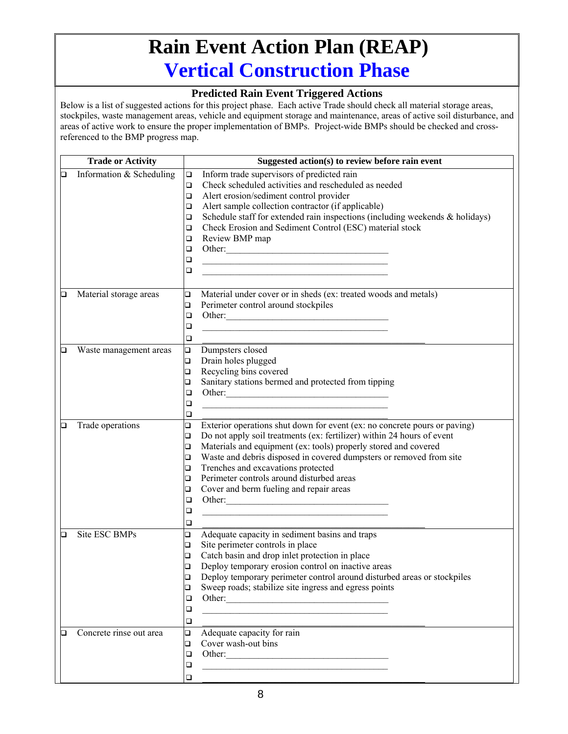# Rain Event Action Plan (REAP)

## Vertical Construction Phase

### Predicted Rain Event Triggered Actions

Below is a list of suggested actions for this project phase. Each active Trade should check all material storage areas, stockpiles, waste management areas, vehicle and equipment storage and maintenance, areas of active soil disturbance, and areas of active work to ensure the proper implementation of BMPs. Project-wide BMPs should be checked and cross-referenced to the BMP progress map.

| Trade or Activity | Suggested action(s) to review before rain event |
|---|---|
| ❑ Information & Scheduling | ❑ Inform trade supervisors of predicted rain<br>❑ Check scheduled activities and rescheduled as needed<br>❑ Alert erosion/sediment control provider<br>❑ Alert sample collection contractor (if applicable)<br>❑ Schedule staff for extended rain inspections (including weekends & holidays)<br>❑ Check Erosion and Sediment Control (ESC) material stock<br>❑ Review BMP map<br>❑ Other:___________________________________<br>❑ ________________________________________<br>❑ ________________________________________ |
| ❑ Material storage areas | ❑ Material under cover or in sheds (ex: treated woods and metals)<br>❑ Perimeter control around stockpiles<br>❑ Other:___________________________________<br>❑ ________________________________________<br>❑ ________________________________________ |
| ❑ Waste management areas | ❑ Dumpsters closed<br>❑ Drain holes plugged<br>❑ Recycling bins covered<br>❑ Sanitary stations bermed and protected from tipping<br>❑ Other:___________________________________<br>❑ ________________________________________<br>❑ ________________________________________ |
| ❑ Trade operations | ❑ Exterior operations shut down for event (ex: no concrete pours or paving)<br>❑ Do not apply soil treatments (ex: fertilizer) within 24 hours of event<br>❑ Materials and equipment (ex: tools) properly stored and covered<br>❑ Waste and debris disposed in covered dumpsters or removed from site<br>❑ Trenches and excavations protected<br>❑ Perimeter controls around disturbed areas<br>❑ Cover and berm fueling and repair areas<br>❑ Other:___________________________________<br>❑ ________________________________________<br>❑ ________________________________________ |
| ❑ Site ESC BMPs | ❑ Adequate capacity in sediment basins and traps<br>❑ Site perimeter controls in place<br>❑ Catch basin and drop inlet protection in place<br>❑ Deploy temporary erosion control on inactive areas<br>❑ Deploy temporary perimeter control around disturbed areas or stockpiles<br>❑ Sweep roads; stabilize site ingress and egress points<br>❑ Other:___________________________________<br>❑ ________________________________________<br>❑ ________________________________________ |
| ❑ Concrete rinse out area | ❑ Adequate capacity for rain<br>❑ Cover wash-out bins<br>❑ Other:___________________________________<br>❑ ________________________________________<br>❑ ________________________________________ |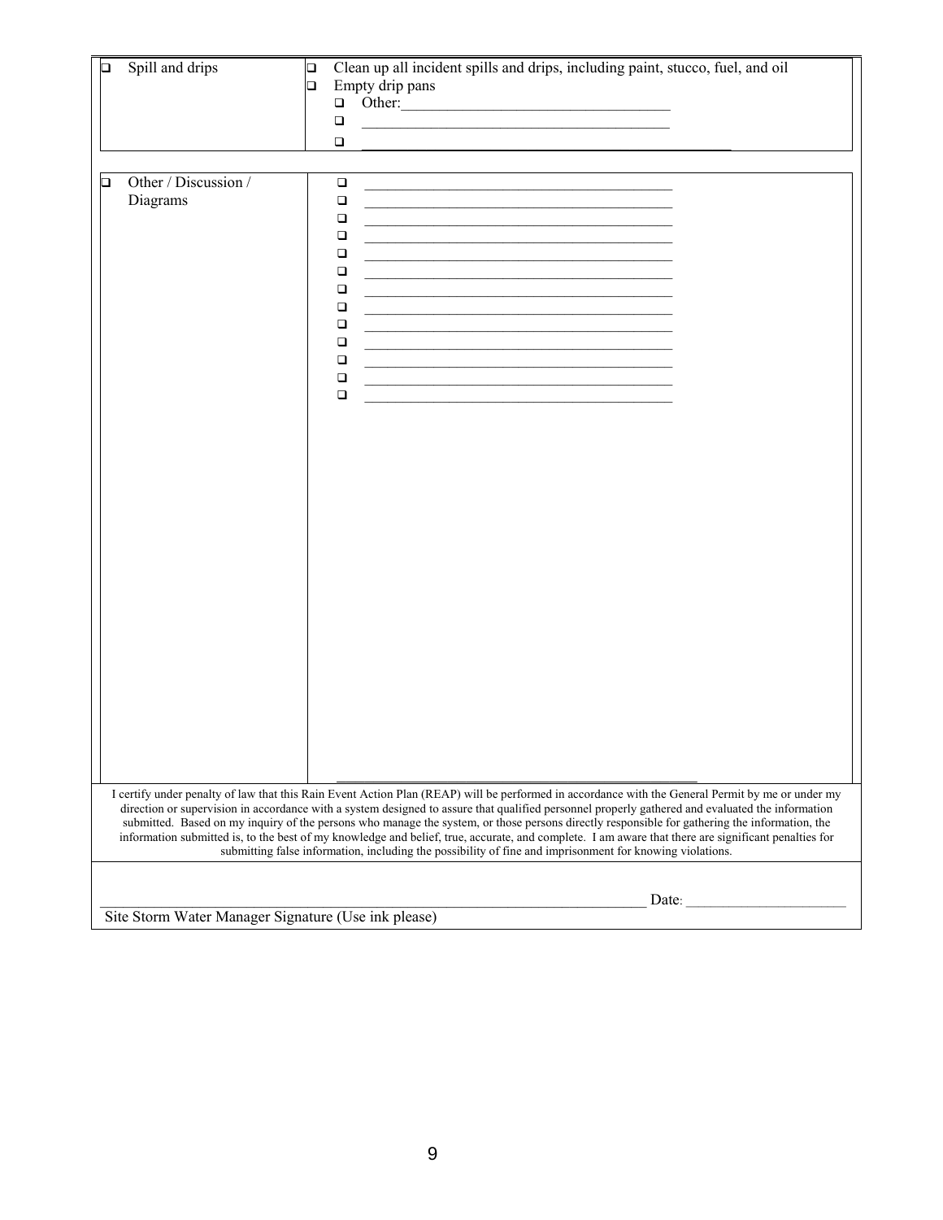| | |
|---|---|
| ❑ Spill and drips | ❑ Clean up all incident spills and drips, including paint, stucco, fuel, and oil<br>❑ Empty drip pans<br>❑ Other:___________________________________<br>❑ ___________________________________________<br>❑ ___________________________________________ |
| ❑ Other / Discussion / Diagrams | ❑ ___________________________________________<br>❑ ___________________________________________<br>❑ ___________________________________________<br>❑ ___________________________________________<br>❑ ___________________________________________<br>❑ ___________________________________________<br>❑ ___________________________________________<br>❑ ___________________________________________<br>❑ ___________________________________________<br>❑ ___________________________________________<br>❑ ___________________________________________<br>❑ ___________________________________________<br>❑ ___________________________________________ |

I certify under penalty of law that this Rain Event Action Plan (REAP) will be performed in accordance with the General Permit by me or under my direction or supervision in accordance with a system designed to assure that qualified personnel properly gathered and evaluated the information submitted. Based on my inquiry of the persons who manage the system, or those persons directly responsible for gathering the information, the information submitted is, to the best of my knowledge and belief, true, accurate, and complete. I am aware that there are significant penalties for submitting false information, including the possibility of fine and imprisonment for knowing violations.

_____________________________________________________________________ Date: ______________________

Site Storm Water Manager Signature (Use ink please)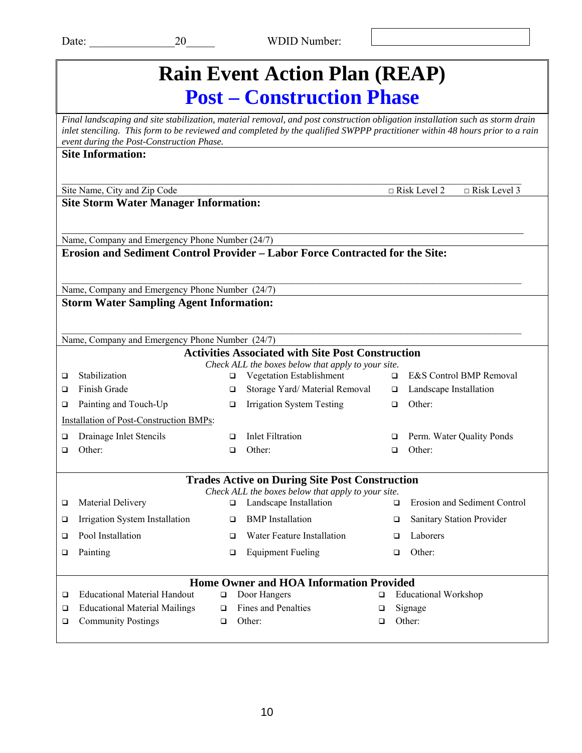Date: _______________20_____ WDID Number: ____________

# Rain Event Action Plan (REAP)

## Post – Construction Phase

*Final landscaping and site stabilization, material removal, and post construction obligation installation such as storm drain inlet stenciling. This form to be reviewed and completed by the qualified SWPPP practitioner within 48 hours prior to a rain event during the Post-Construction Phase.*

**Site Information:**

_______________________________________________________________________________

Site Name, City and Zip Code □ Risk Level 2 □ Risk Level 3

**Site Storm Water Manager Information:**

_______________________________________________________________________________

Name, Company and Emergency Phone Number (24/7)

**Erosion and Sediment Control Provider – Labor Force Contracted for the Site:**

_______________________________________________________________________________

Name, Company and Emergency Phone Number (24/7)

**Storm Water Sampling Agent Information:**

_______________________________________________________________________________

Name, Company and Emergency Phone Number (24/7)

### Activities Associated with Site Post Construction

*Check ALL the boxes below that apply to your site.*

- ❑ Stabilization
- ❑ Vegetation Establishment
- ❑ E&S Control BMP Removal
- ❑ Finish Grade
- ❑ Storage Yard/ Material Removal
- ❑ Landscape Installation
- ❑ Painting and Touch-Up
- ❑ Irrigation System Testing
- ❑ Other:

Installation of Post-Construction BMPs:

- ❑ Drainage Inlet Stencils
- ❑ Inlet Filtration
- ❑ Perm. Water Quality Ponds
- ❑ Other:
- ❑ Other:
- ❑ Other:

### Trades Active on During Site Post Construction

*Check ALL the boxes below that apply to your site.*

- ❑ Material Delivery
- ❑ Landscape Installation
- ❑ Erosion and Sediment Control
- ❑ Irrigation System Installation
- ❑ BMP Installation
- ❑ Sanitary Station Provider
- ❑ Pool Installation
- ❑ Water Feature Installation
- ❑ Laborers
- ❑ Painting
- ❑ Equipment Fueling
- ❑ Other:

### Home Owner and HOA Information Provided

- ❑ Educational Material Handout
- ❑ Door Hangers
- ❑ Educational Workshop
- ❑ Educational Material Mailings
- ❑ Fines and Penalties
- ❑ Signage
- ❑ Community Postings
- ❑ Other:
- ❑ Other: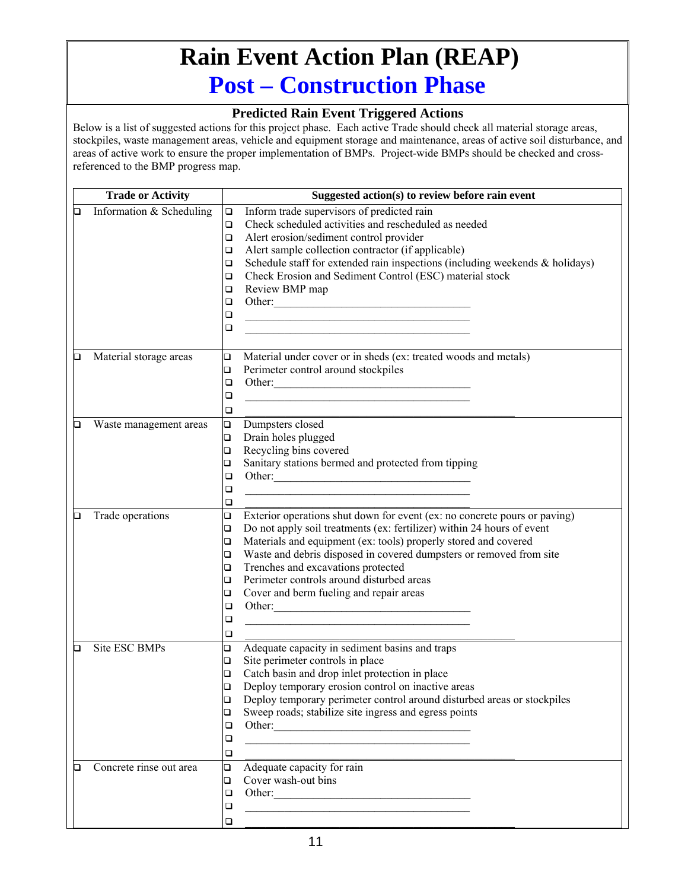# Rain Event Action Plan (REAP)

## Post – Construction Phase

### Predicted Rain Event Triggered Actions

Below is a list of suggested actions for this project phase. Each active Trade should check all material storage areas, stockpiles, waste management areas, vehicle and equipment storage and maintenance, areas of active soil disturbance, and areas of active work to ensure the proper implementation of BMPs. Project-wide BMPs should be checked and cross-referenced to the BMP progress map.

| Trade or Activity | Suggested action(s) to review before rain event |
|---|---|
| ❑ Information & Scheduling | ❑ Inform trade supervisors of predicted rain<br>❑ Check scheduled activities and rescheduled as needed<br>❑ Alert erosion/sediment control provider<br>❑ Alert sample collection contractor (if applicable)<br>❑ Schedule staff for extended rain inspections (including weekends & holidays)<br>❑ Check Erosion and Sediment Control (ESC) material stock<br>❑ Review BMP map<br>❑ Other:\_\_\_\_\_\_\_\_\_\_\_\_\_\_\_\_\_\_\_\_\_\_\_\_\_\_\_\_\_\_\_\_\_\_<br>❑ \_\_\_\_\_\_\_\_\_\_\_\_\_\_\_\_\_\_\_\_\_\_\_\_\_\_\_\_\_\_\_\_\_\_\_\_\_\_\_<br>❑ \_\_\_\_\_\_\_\_\_\_\_\_\_\_\_\_\_\_\_\_\_\_\_\_\_\_\_\_\_\_\_\_\_\_\_\_\_\_\_ |
| ❑ Material storage areas | ❑ Material under cover or in sheds (ex: treated woods and metals)<br>❑ Perimeter control around stockpiles<br>❑ Other:\_\_\_\_\_\_\_\_\_\_\_\_\_\_\_\_\_\_\_\_\_\_\_\_\_\_\_\_\_\_\_\_\_\_<br>❑ \_\_\_\_\_\_\_\_\_\_\_\_\_\_\_\_\_\_\_\_\_\_\_\_\_\_\_\_\_\_\_\_\_\_\_\_\_\_\_<br>❑ \_\_\_\_\_\_\_\_\_\_\_\_\_\_\_\_\_\_\_\_\_\_\_\_\_\_\_\_\_\_\_\_\_\_\_\_\_\_\_ |
| ❑ Waste management areas | ❑ Dumpsters closed<br>❑ Drain holes plugged<br>❑ Recycling bins covered<br>❑ Sanitary stations bermed and protected from tipping<br>❑ Other:\_\_\_\_\_\_\_\_\_\_\_\_\_\_\_\_\_\_\_\_\_\_\_\_\_\_\_\_\_\_\_\_\_\_<br>❑ \_\_\_\_\_\_\_\_\_\_\_\_\_\_\_\_\_\_\_\_\_\_\_\_\_\_\_\_\_\_\_\_\_\_\_\_\_\_\_<br>❑ \_\_\_\_\_\_\_\_\_\_\_\_\_\_\_\_\_\_\_\_\_\_\_\_\_\_\_\_\_\_\_\_\_\_\_\_\_\_\_ |
| ❑ Trade operations | ❑ Exterior operations shut down for event (ex: no concrete pours or paving)<br>❑ Do not apply soil treatments (ex: fertilizer) within 24 hours of event<br>❑ Materials and equipment (ex: tools) properly stored and covered<br>❑ Waste and debris disposed in covered dumpsters or removed from site<br>❑ Trenches and excavations protected<br>❑ Perimeter controls around disturbed areas<br>❑ Cover and berm fueling and repair areas<br>❑ Other:\_\_\_\_\_\_\_\_\_\_\_\_\_\_\_\_\_\_\_\_\_\_\_\_\_\_\_\_\_\_\_\_\_\_<br>❑ \_\_\_\_\_\_\_\_\_\_\_\_\_\_\_\_\_\_\_\_\_\_\_\_\_\_\_\_\_\_\_\_\_\_\_\_\_\_\_<br>❑ \_\_\_\_\_\_\_\_\_\_\_\_\_\_\_\_\_\_\_\_\_\_\_\_\_\_\_\_\_\_\_\_\_\_\_\_\_\_\_ |
| ❑ Site ESC BMPs | ❑ Adequate capacity in sediment basins and traps<br>❑ Site perimeter controls in place<br>❑ Catch basin and drop inlet protection in place<br>❑ Deploy temporary erosion control on inactive areas<br>❑ Deploy temporary perimeter control around disturbed areas or stockpiles<br>❑ Sweep roads; stabilize site ingress and egress points<br>❑ Other:\_\_\_\_\_\_\_\_\_\_\_\_\_\_\_\_\_\_\_\_\_\_\_\_\_\_\_\_\_\_\_\_\_\_<br>❑ \_\_\_\_\_\_\_\_\_\_\_\_\_\_\_\_\_\_\_\_\_\_\_\_\_\_\_\_\_\_\_\_\_\_\_\_\_\_\_<br>❑ \_\_\_\_\_\_\_\_\_\_\_\_\_\_\_\_\_\_\_\_\_\_\_\_\_\_\_\_\_\_\_\_\_\_\_\_\_\_\_ |
| ❑ Concrete rinse out area | ❑ Adequate capacity for rain<br>❑ Cover wash-out bins<br>❑ Other:\_\_\_\_\_\_\_\_\_\_\_\_\_\_\_\_\_\_\_\_\_\_\_\_\_\_\_\_\_\_\_\_\_\_<br>❑ \_\_\_\_\_\_\_\_\_\_\_\_\_\_\_\_\_\_\_\_\_\_\_\_\_\_\_\_\_\_\_\_\_\_\_\_\_\_\_<br>❑ \_\_\_\_\_\_\_\_\_\_\_\_\_\_\_\_\_\_\_\_\_\_\_\_\_\_\_\_\_\_\_\_\_\_\_\_\_\_\_ |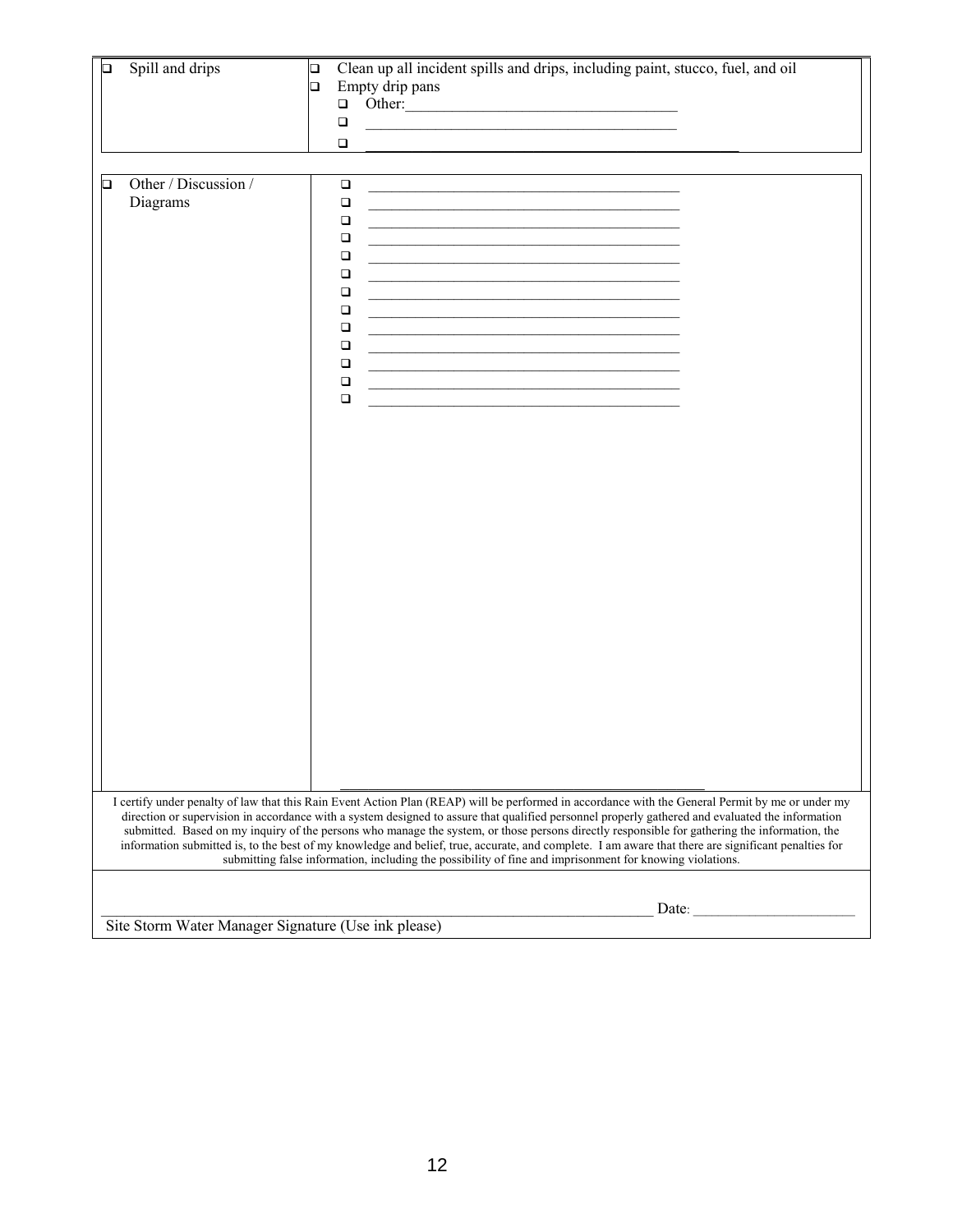| | |
|---|---|
| ❑ Spill and drips | ❑ Clean up all incident spills and drips, including paint, stucco, fuel, and oil<br>❑ Empty drip pans<br>❑ Other:___________________________________<br>❑ ___________________________________________<br>❑ ___________________________________________ |
| ❑ Other / Discussion / Diagrams | ❑ ___________________________________________<br>❑ ___________________________________________<br>❑ ___________________________________________<br>❑ ___________________________________________<br>❑ ___________________________________________<br>❑ ___________________________________________<br>❑ ___________________________________________<br>❑ ___________________________________________<br>❑ ___________________________________________<br>❑ ___________________________________________<br>❑ ___________________________________________<br>❑ ___________________________________________<br>❑ ___________________________________________ |

I certify under penalty of law that this Rain Event Action Plan (REAP) will be performed in accordance with the General Permit by me or under my direction or supervision in accordance with a system designed to assure that qualified personnel properly gathered and evaluated the information submitted. Based on my inquiry of the persons who manage the system, or those persons directly responsible for gathering the information, the information submitted is, to the best of my knowledge and belief, true, accurate, and complete. I am aware that there are significant penalties for submitting false information, including the possibility of fine and imprisonment for knowing violations.

_____________________________________________________________________ Date: ______________________

Site Storm Water Manager Signature (Use ink please)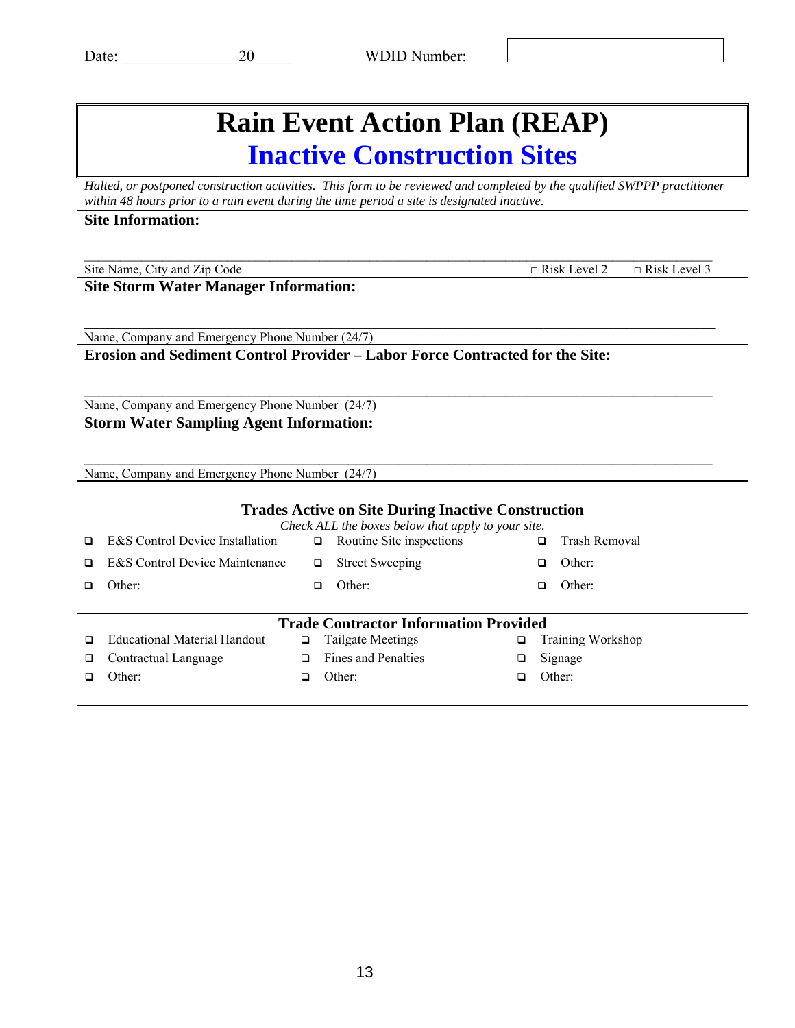Date: _______________20_____ WDID Number: ____________________

# Rain Event Action Plan (REAP)

## Inactive Construction Sites

*Halted, or postponed construction activities. This form to be reviewed and completed by the qualified SWPPP practitioner within 48 hours prior to a rain event during the time period a site is designated inactive.*

**Site Information:**

_______________________________________________________________________________

Site Name, City and Zip Code □ Risk Level 2 □ Risk Level 3

**Site Storm Water Manager Information:**

_______________________________________________________________________________

Name, Company and Emergency Phone Number (24/7)

**Erosion and Sediment Control Provider – Labor Force Contracted for the Site:**

_______________________________________________________________________________

Name, Company and Emergency Phone Number (24/7)

**Storm Water Sampling Agent Information:**

_______________________________________________________________________________

Name, Company and Emergency Phone Number (24/7)

### Trades Active on Site During Inactive Construction

*Check ALL the boxes below that apply to your site.*

| | | |
|---|---|---|
| ❑ E&S Control Device Installation | ❑ Routine Site inspections | ❑ Trash Removal |
| ❑ E&S Control Device Maintenance | ❑ Street Sweeping | ❑ Other: |
| ❑ Other: | ❑ Other: | ❑ Other: |

### Trade Contractor Information Provided

| | | |
|---|---|---|
| ❑ Educational Material Handout | ❑ Tailgate Meetings | ❑ Training Workshop |
| ❑ Contractual Language | ❑ Fines and Penalties | ❑ Signage |
| ❑ Other: | ❑ Other: | ❑ Other: |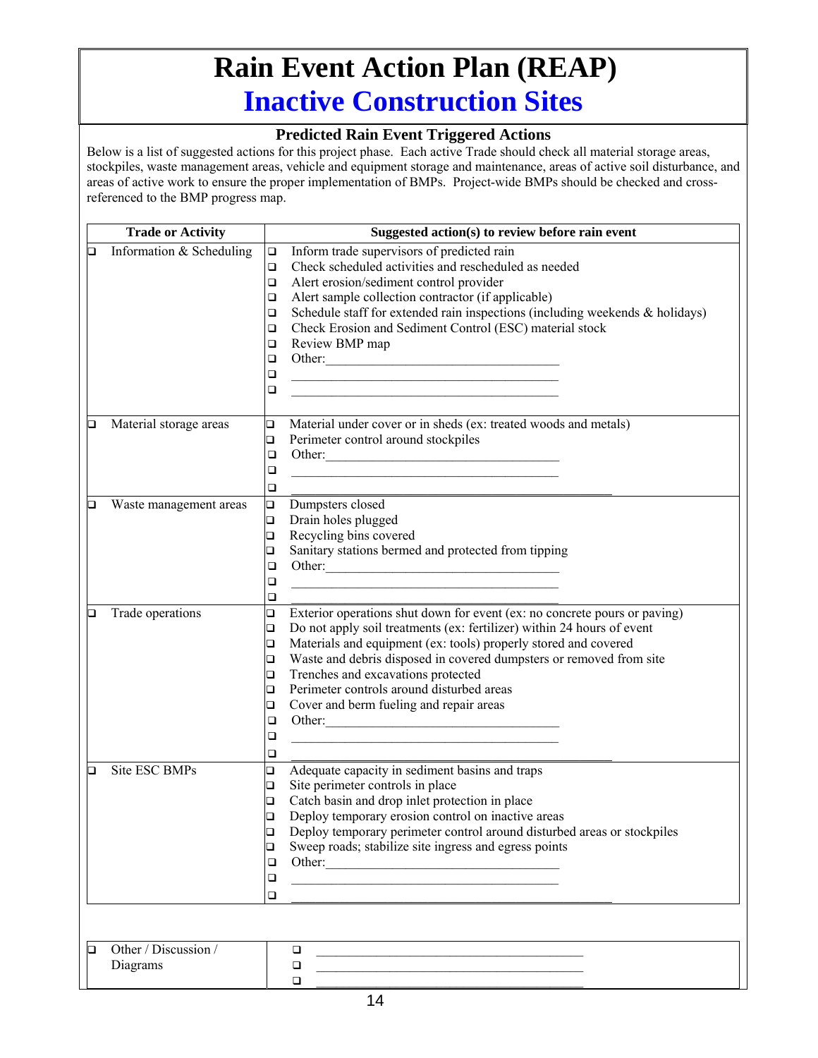# Rain Event Action Plan (REAP)

## Inactive Construction Sites

### Predicted Rain Event Triggered Actions

Below is a list of suggested actions for this project phase. Each active Trade should check all material storage areas, stockpiles, waste management areas, vehicle and equipment storage and maintenance, areas of active soil disturbance, and areas of active work to ensure the proper implementation of BMPs. Project-wide BMPs should be checked and cross-referenced to the BMP progress map.

| Trade or Activity | Suggested action(s) to review before rain event |
|---|---|
| ❑ Information & Scheduling | ❑ Inform trade supervisors of predicted rain<br>❑ Check scheduled activities and rescheduled as needed<br>❑ Alert erosion/sediment control provider<br>❑ Alert sample collection contractor (if applicable)<br>❑ Schedule staff for extended rain inspections (including weekends & holidays)<br>❑ Check Erosion and Sediment Control (ESC) material stock<br>❑ Review BMP map<br>❑ Other: ____________________<br>❑ ____________________<br>❑ ____________________ |
| ❑ Material storage areas | ❑ Material under cover or in sheds (ex: treated woods and metals)<br>❑ Perimeter control around stockpiles<br>❑ Other: ____________________<br>❑ ____________________<br>❑ ____________________ |
| ❑ Waste management areas | ❑ Dumpsters closed<br>❑ Drain holes plugged<br>❑ Recycling bins covered<br>❑ Sanitary stations bermed and protected from tipping<br>❑ Other: ____________________<br>❑ ____________________<br>❑ ____________________ |
| ❑ Trade operations | ❑ Exterior operations shut down for event (ex: no concrete pours or paving)<br>❑ Do not apply soil treatments (ex: fertilizer) within 24 hours of event<br>❑ Materials and equipment (ex: tools) properly stored and covered<br>❑ Waste and debris disposed in covered dumpsters or removed from site<br>❑ Trenches and excavations protected<br>❑ Perimeter controls around disturbed areas<br>❑ Cover and berm fueling and repair areas<br>❑ Other: ____________________<br>❑ ____________________<br>❑ ____________________ |
| ❑ Site ESC BMPs | ❑ Adequate capacity in sediment basins and traps<br>❑ Site perimeter controls in place<br>❑ Catch basin and drop inlet protection in place<br>❑ Deploy temporary erosion control on inactive areas<br>❑ Deploy temporary perimeter control around disturbed areas or stockpiles<br>❑ Sweep roads; stabilize site ingress and egress points<br>❑ Other: ____________________<br>❑ ____________________<br>❑ ____________________ |

| | |
|---|---|
| ❑ Other / Discussion / Diagrams | ❑ ____________________<br>❑ ____________________<br>❑ ____________________ |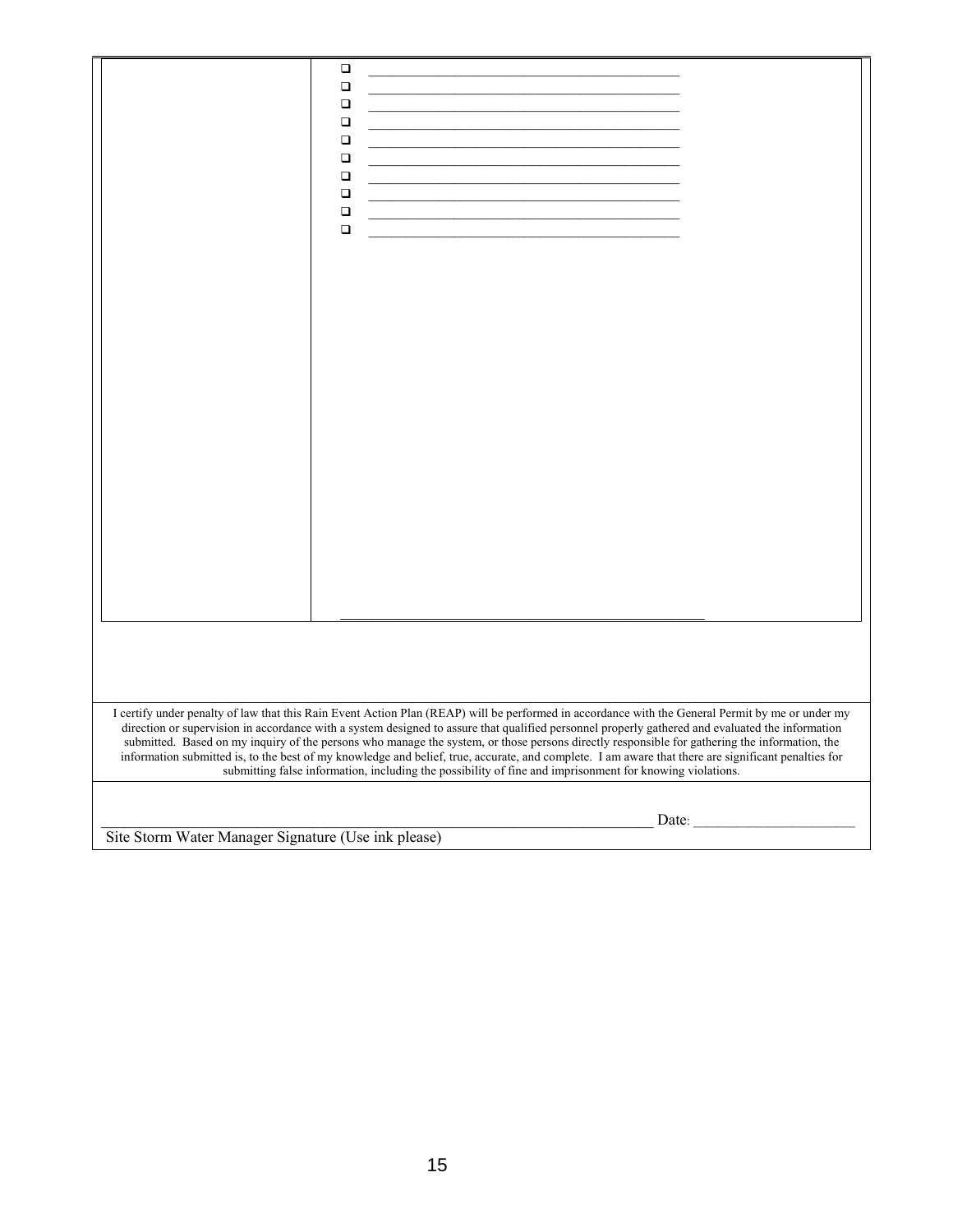| | |
|---|---|
| | ❑ \_\_\_\_\_\_\_\_\_\_\_\_\_\_\_\_\_\_\_\_\_\_\_\_\_\_\_\_\_\_\_\_\_\_\_\_\_\_\_\_<br>❑ \_\_\_\_\_\_\_\_\_\_\_\_\_\_\_\_\_\_\_\_\_\_\_\_\_\_\_\_\_\_\_\_\_\_\_\_\_\_\_\_<br>❑ \_\_\_\_\_\_\_\_\_\_\_\_\_\_\_\_\_\_\_\_\_\_\_\_\_\_\_\_\_\_\_\_\_\_\_\_\_\_\_\_<br>❑ \_\_\_\_\_\_\_\_\_\_\_\_\_\_\_\_\_\_\_\_\_\_\_\_\_\_\_\_\_\_\_\_\_\_\_\_\_\_\_\_<br>❑ \_\_\_\_\_\_\_\_\_\_\_\_\_\_\_\_\_\_\_\_\_\_\_\_\_\_\_\_\_\_\_\_\_\_\_\_\_\_\_\_<br>❑ \_\_\_\_\_\_\_\_\_\_\_\_\_\_\_\_\_\_\_\_\_\_\_\_\_\_\_\_\_\_\_\_\_\_\_\_\_\_\_\_<br>❑ \_\_\_\_\_\_\_\_\_\_\_\_\_\_\_\_\_\_\_\_\_\_\_\_\_\_\_\_\_\_\_\_\_\_\_\_\_\_\_\_<br>❑ \_\_\_\_\_\_\_\_\_\_\_\_\_\_\_\_\_\_\_\_\_\_\_\_\_\_\_\_\_\_\_\_\_\_\_\_\_\_\_\_<br>❑ \_\_\_\_\_\_\_\_\_\_\_\_\_\_\_\_\_\_\_\_\_\_\_\_\_\_\_\_\_\_\_\_\_\_\_\_\_\_\_\_<br>❑ \_\_\_\_\_\_\_\_\_\_\_\_\_\_\_\_\_\_\_\_\_\_\_\_\_\_\_\_\_\_\_\_\_\_\_\_\_\_\_\_<br><br>\_\_\_\_\_\_\_\_\_\_\_\_\_\_\_\_\_\_\_\_\_\_\_\_\_\_\_\_\_\_\_\_\_\_\_\_\_\_\_\_\_\_\_\_\_\_\_\_ |

I certify under penalty of law that this Rain Event Action Plan (REAP) will be performed in accordance with the General Permit by me or under my direction or supervision in accordance with a system designed to assure that qualified personnel properly gathered and evaluated the information submitted. Based on my inquiry of the persons who manage the system, or those persons directly responsible for gathering the information, the information submitted is, to the best of my knowledge and belief, true, accurate, and complete. I am aware that there are significant penalties for submitting false information, including the possibility of fine and imprisonment for knowing violations.

\_\_\_\_\_\_\_\_\_\_\_\_\_\_\_\_\_\_\_\_\_\_\_\_\_\_\_\_\_\_\_\_\_\_\_\_\_\_\_\_\_\_\_\_\_\_\_\_\_\_\_\_\_\_\_\_\_\_\_\_\_\_\_\_\_\_\_\_\_\_ Date: \_\_\_\_\_\_\_\_\_\_\_\_\_\_\_\_\_\_\_\_\_\_

Site Storm Water Manager Signature (Use ink please)